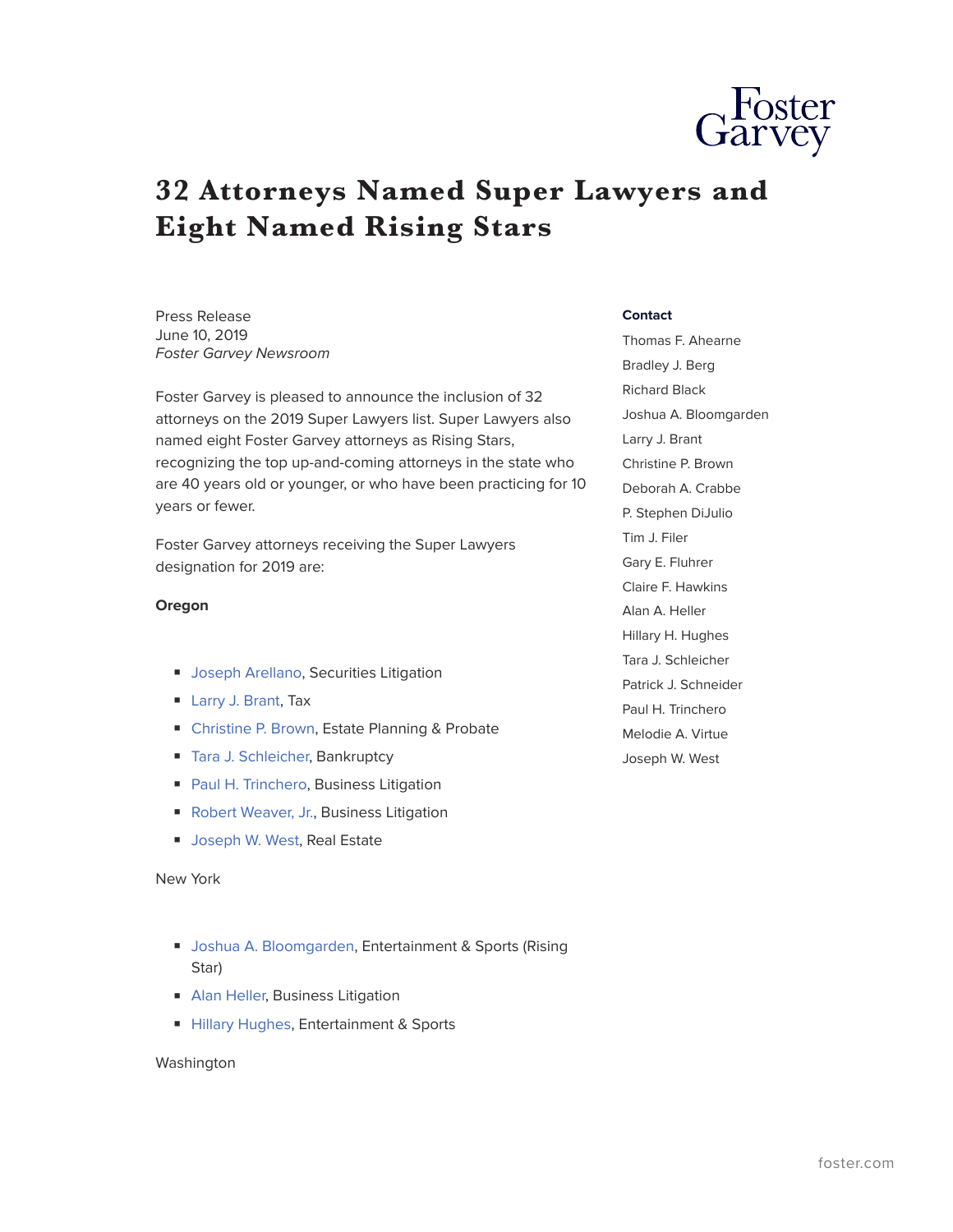# 32 Attorneys Named Super Lawyers and Eight Named Rising Stars

Press Release
June 10, 2019
*Foster Garvey Newsroom*

Foster Garvey is pleased to announce the inclusion of 32 attorneys on the 2019 Super Lawyers list. Super Lawyers also named eight Foster Garvey attorneys as Rising Stars, recognizing the top up-and-coming attorneys in the state who are 40 years old or younger, or who have been practicing for 10 years or fewer.

Foster Garvey attorneys receiving the Super Lawyers designation for 2019 are:

**Oregon**

- Joseph Arellano, Securities Litigation
- Larry J. Brant, Tax
- Christine P. Brown, Estate Planning & Probate
- Tara J. Schleicher, Bankruptcy
- Paul H. Trinchero, Business Litigation
- Robert Weaver, Jr., Business Litigation
- Joseph W. West, Real Estate

New York

- Joshua A. Bloomgarden, Entertainment & Sports (Rising Star)
- Alan Heller, Business Litigation
- Hillary Hughes, Entertainment & Sports

Washington

**Contact**

Thomas F. Ahearne
Bradley J. Berg
Richard Black
Joshua A. Bloomgarden
Larry J. Brant
Christine P. Brown
Deborah A. Crabbe
P. Stephen DiJulio
Tim J. Filer
Gary E. Fluhrer
Claire F. Hawkins
Alan A. Heller
Hillary H. Hughes
Tara J. Schleicher
Patrick J. Schneider
Paul H. Trinchero
Melodie A. Virtue
Joseph W. West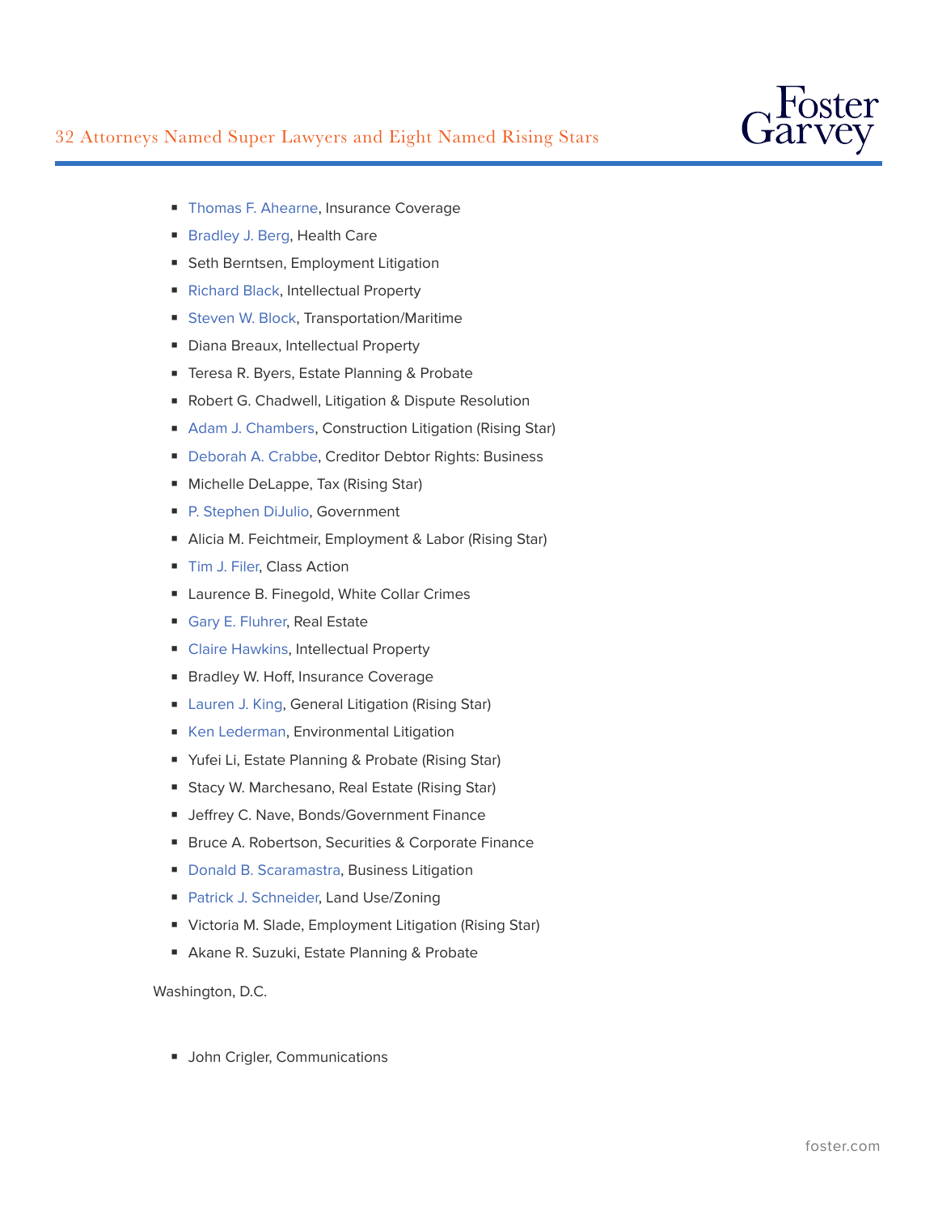- Thomas F. Ahearne, Insurance Coverage
- Bradley J. Berg, Health Care
- Seth Berntsen, Employment Litigation
- Richard Black, Intellectual Property
- Steven W. Block, Transportation/Maritime
- Diana Breaux, Intellectual Property
- Teresa R. Byers, Estate Planning & Probate
- Robert G. Chadwell, Litigation & Dispute Resolution
- Adam J. Chambers, Construction Litigation (Rising Star)
- Deborah A. Crabbe, Creditor Debtor Rights: Business
- Michelle DeLappe, Tax (Rising Star)
- P. Stephen DiJulio, Government
- Alicia M. Feichtmeir, Employment & Labor (Rising Star)
- Tim J. Filer, Class Action
- Laurence B. Finegold, White Collar Crimes
- Gary E. Fluhrer, Real Estate
- Claire Hawkins, Intellectual Property
- Bradley W. Hoff, Insurance Coverage
- Lauren J. King, General Litigation (Rising Star)
- Ken Lederman, Environmental Litigation
- Yufei Li, Estate Planning & Probate (Rising Star)
- Stacy W. Marchesano, Real Estate (Rising Star)
- Jeffrey C. Nave, Bonds/Government Finance
- Bruce A. Robertson, Securities & Corporate Finance
- Donald B. Scaramastra, Business Litigation
- Patrick J. Schneider, Land Use/Zoning
- Victoria M. Slade, Employment Litigation (Rising Star)
- Akane R. Suzuki, Estate Planning & Probate

Washington, D.C.

- John Crigler, Communications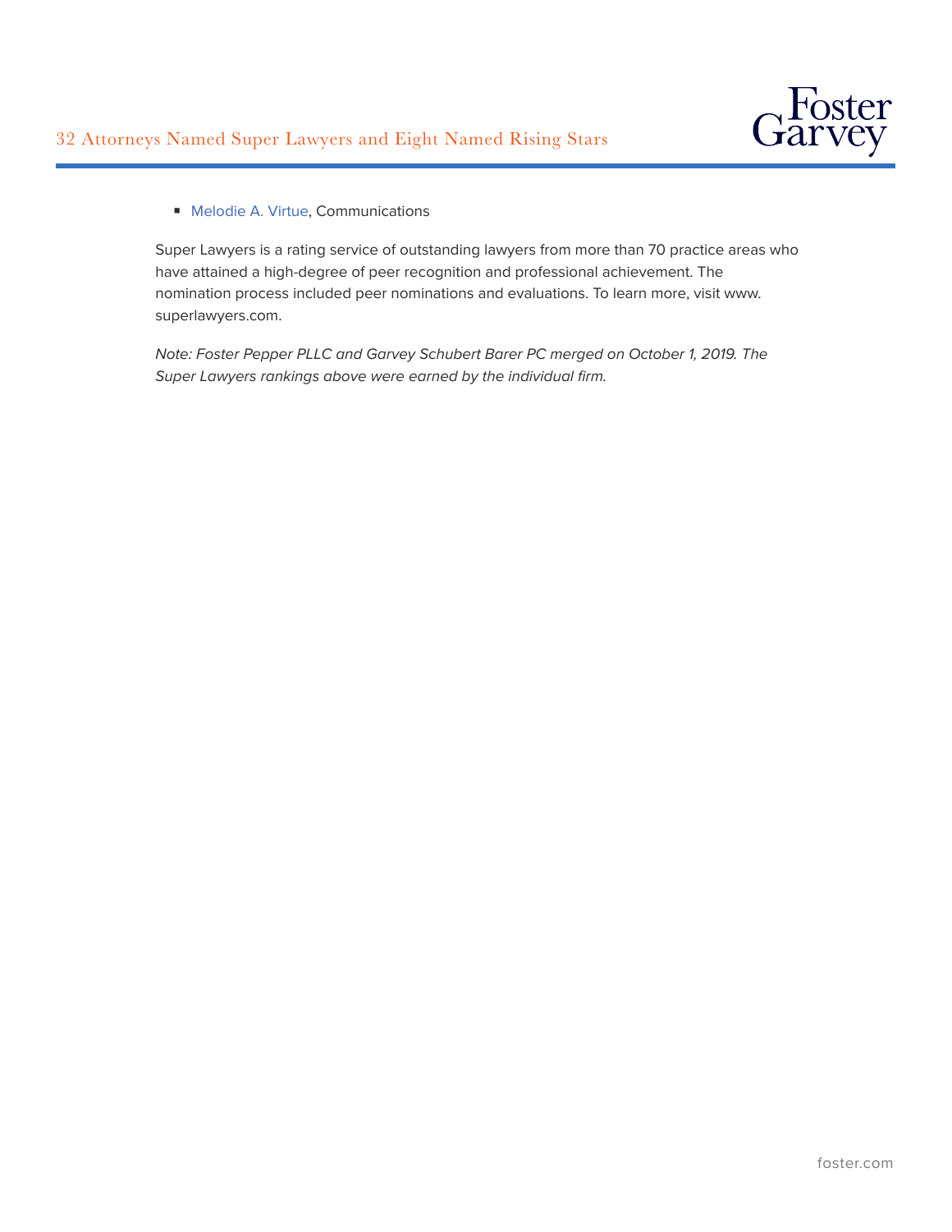- Melodie A. Virtue, Communications

Super Lawyers is a rating service of outstanding lawyers from more than 70 practice areas who have attained a high-degree of peer recognition and professional achievement. The nomination process included peer nominations and evaluations. To learn more, visit www.superlawyers.com.

*Note: Foster Pepper PLLC and Garvey Schubert Barer PC merged on October 1, 2019. The Super Lawyers rankings above were earned by the individual firm.*